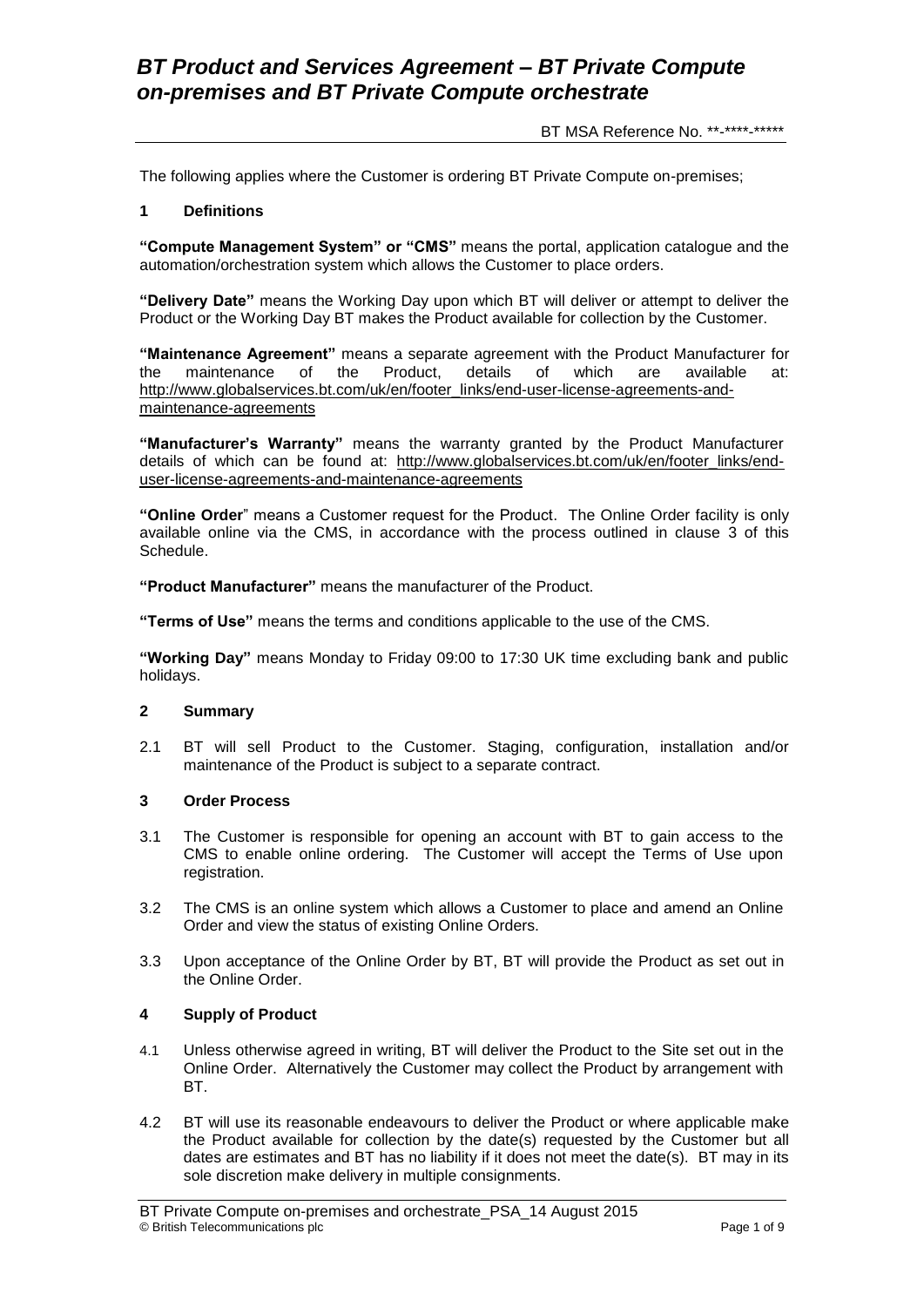# *BT Product and Services Agreement – BT Private Compute on-premises and BT Private Compute orchestrate*

BT MSA Reference No. **-****-*****

The following applies where the Customer is ordering BT Private Compute on-premises;

## 1 Definitions

**"Compute Management System" or "CMS"** means the portal, application catalogue and the automation/orchestration system which allows the Customer to place orders.

**"Delivery Date"** means the Working Day upon which BT will deliver or attempt to deliver the Product or the Working Day BT makes the Product available for collection by the Customer.

**"Maintenance Agreement"** means a separate agreement with the Product Manufacturer for the maintenance of the Product, details of which are available at: http://www.globalservices.bt.com/uk/en/footer_links/end-user-license-agreements-and-maintenance-agreements

**"Manufacturer's Warranty"** means the warranty granted by the Product Manufacturer details of which can be found at: http://www.globalservices.bt.com/uk/en/footer_links/end-user-license-agreements-and-maintenance-agreements

**"Online Order"** means a Customer request for the Product. The Online Order facility is only available online via the CMS, in accordance with the process outlined in clause 3 of this Schedule.

**"Product Manufacturer"** means the manufacturer of the Product.

**"Terms of Use"** means the terms and conditions applicable to the use of the CMS.

**"Working Day"** means Monday to Friday 09:00 to 17:30 UK time excluding bank and public holidays.

## 2 Summary

2.1 BT will sell Product to the Customer. Staging, configuration, installation and/or maintenance of the Product is subject to a separate contract.

## 3 Order Process

3.1 The Customer is responsible for opening an account with BT to gain access to the CMS to enable online ordering. The Customer will accept the Terms of Use upon registration.

3.2 The CMS is an online system which allows a Customer to place and amend an Online Order and view the status of existing Online Orders.

3.3 Upon acceptance of the Online Order by BT, BT will provide the Product as set out in the Online Order.

## 4 Supply of Product

4.1 Unless otherwise agreed in writing, BT will deliver the Product to the Site set out in the Online Order. Alternatively the Customer may collect the Product by arrangement with BT.

4.2 BT will use its reasonable endeavours to deliver the Product or where applicable make the Product available for collection by the date(s) requested by the Customer but all dates are estimates and BT has no liability if it does not meet the date(s). BT may in its sole discretion make delivery in multiple consignments.

BT Private Compute on-premises and orchestrate_PSA_14 August 2015
© British Telecommunications plc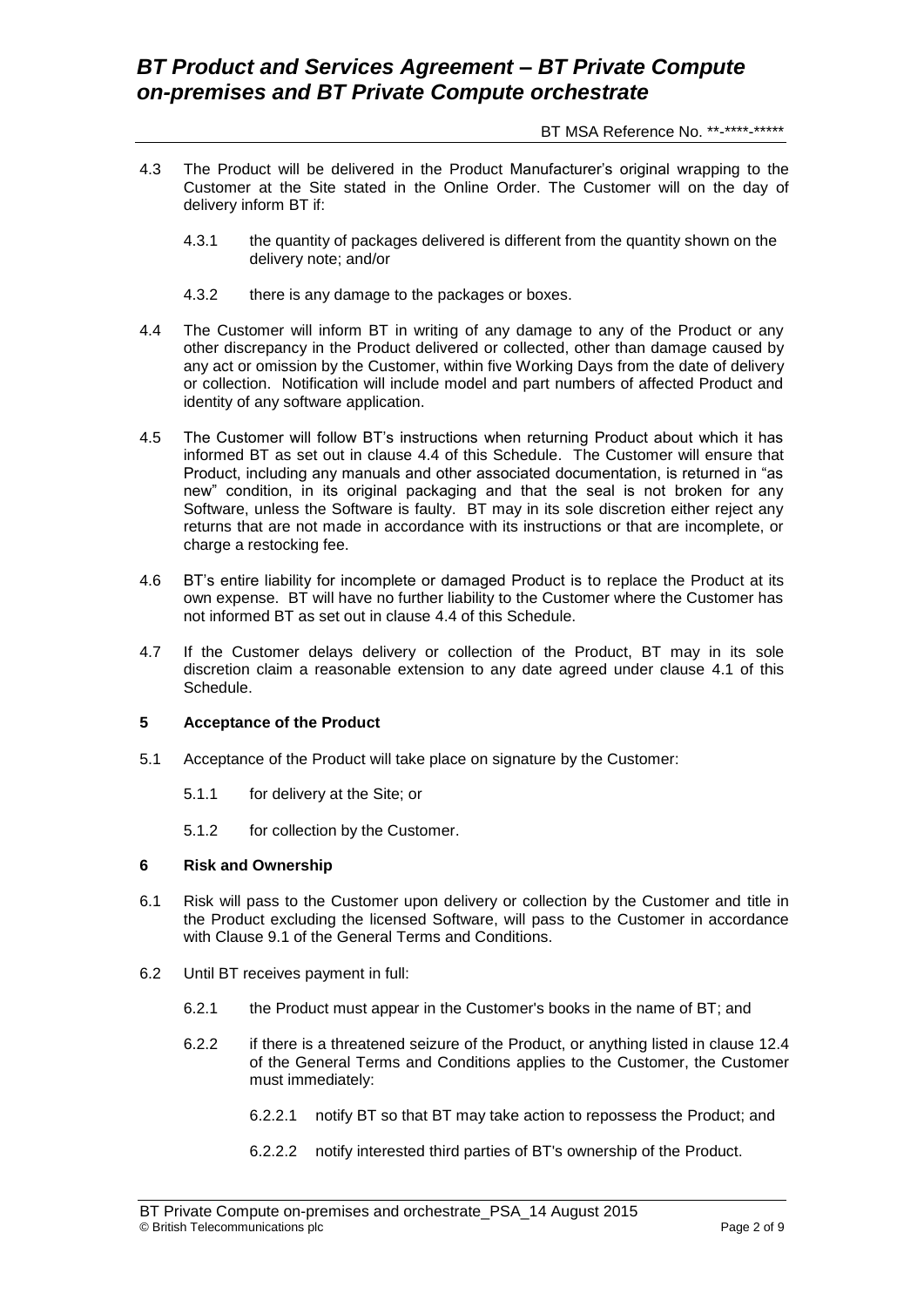4.3 The Product will be delivered in the Product Manufacturer's original wrapping to the Customer at the Site stated in the Online Order. The Customer will on the day of delivery inform BT if:

4.3.1 the quantity of packages delivered is different from the quantity shown on the delivery note; and/or

4.3.2 there is any damage to the packages or boxes.

4.4 The Customer will inform BT in writing of any damage to any of the Product or any other discrepancy in the Product delivered or collected, other than damage caused by any act or omission by the Customer, within five Working Days from the date of delivery or collection. Notification will include model and part numbers of affected Product and identity of any software application.

4.5 The Customer will follow BT's instructions when returning Product about which it has informed BT as set out in clause 4.4 of this Schedule. The Customer will ensure that Product, including any manuals and other associated documentation, is returned in "as new" condition, in its original packaging and that the seal is not broken for any Software, unless the Software is faulty. BT may in its sole discretion either reject any returns that are not made in accordance with its instructions or that are incomplete, or charge a restocking fee.

4.6 BT's entire liability for incomplete or damaged Product is to replace the Product at its own expense. BT will have no further liability to the Customer where the Customer has not informed BT as set out in clause 4.4 of this Schedule.

4.7 If the Customer delays delivery or collection of the Product, BT may in its sole discretion claim a reasonable extension to any date agreed under clause 4.1 of this Schedule.

## 5 Acceptance of the Product

5.1 Acceptance of the Product will take place on signature by the Customer:

5.1.1 for delivery at the Site; or

5.1.2 for collection by the Customer.

## 6 Risk and Ownership

6.1 Risk will pass to the Customer upon delivery or collection by the Customer and title in the Product excluding the licensed Software, will pass to the Customer in accordance with Clause 9.1 of the General Terms and Conditions.

6.2 Until BT receives payment in full:

6.2.1 the Product must appear in the Customer's books in the name of BT; and

6.2.2 if there is a threatened seizure of the Product, or anything listed in clause 12.4 of the General Terms and Conditions applies to the Customer, the Customer must immediately:

6.2.2.1 notify BT so that BT may take action to repossess the Product; and

6.2.2.2 notify interested third parties of BT's ownership of the Product.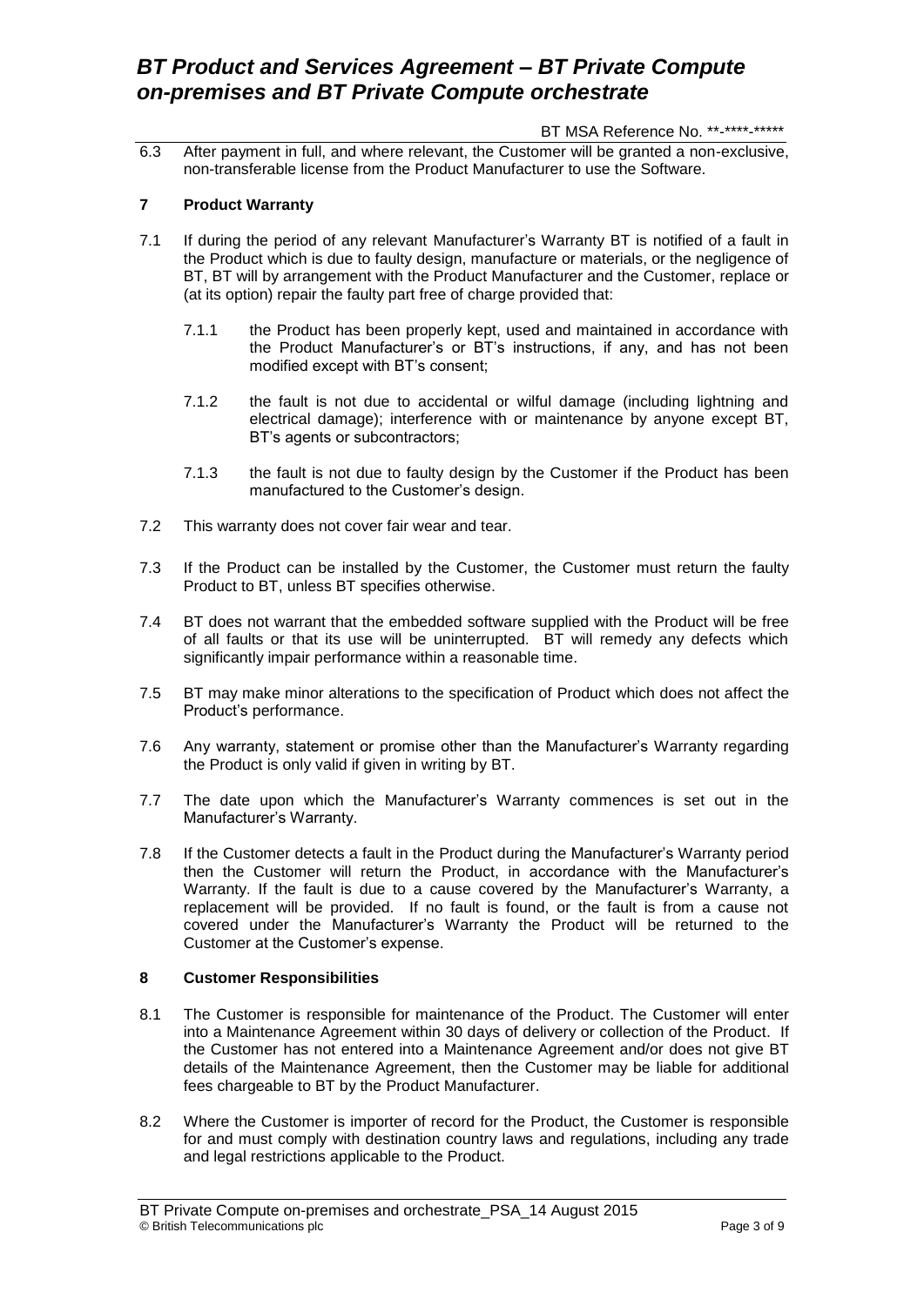6.3 After payment in full, and where relevant, the Customer will be granted a non-exclusive, non-transferable license from the Product Manufacturer to use the Software.

## 7 Product Warranty

7.1 If during the period of any relevant Manufacturer's Warranty BT is notified of a fault in the Product which is due to faulty design, manufacture or materials, or the negligence of BT, BT will by arrangement with the Product Manufacturer and the Customer, replace or (at its option) repair the faulty part free of charge provided that:

7.1.1 the Product has been properly kept, used and maintained in accordance with the Product Manufacturer's or BT's instructions, if any, and has not been modified except with BT's consent;

7.1.2 the fault is not due to accidental or wilful damage (including lightning and electrical damage); interference with or maintenance by anyone except BT, BT's agents or subcontractors;

7.1.3 the fault is not due to faulty design by the Customer if the Product has been manufactured to the Customer's design.

7.2 This warranty does not cover fair wear and tear.

7.3 If the Product can be installed by the Customer, the Customer must return the faulty Product to BT, unless BT specifies otherwise.

7.4 BT does not warrant that the embedded software supplied with the Product will be free of all faults or that its use will be uninterrupted. BT will remedy any defects which significantly impair performance within a reasonable time.

7.5 BT may make minor alterations to the specification of Product which does not affect the Product's performance.

7.6 Any warranty, statement or promise other than the Manufacturer's Warranty regarding the Product is only valid if given in writing by BT.

7.7 The date upon which the Manufacturer's Warranty commences is set out in the Manufacturer's Warranty.

7.8 If the Customer detects a fault in the Product during the Manufacturer's Warranty period then the Customer will return the Product, in accordance with the Manufacturer's Warranty. If the fault is due to a cause covered by the Manufacturer's Warranty, a replacement will be provided. If no fault is found, or the fault is from a cause not covered under the Manufacturer's Warranty the Product will be returned to the Customer at the Customer's expense.

## 8 Customer Responsibilities

8.1 The Customer is responsible for maintenance of the Product. The Customer will enter into a Maintenance Agreement within 30 days of delivery or collection of the Product. If the Customer has not entered into a Maintenance Agreement and/or does not give BT details of the Maintenance Agreement, then the Customer may be liable for additional fees chargeable to BT by the Product Manufacturer.

8.2 Where the Customer is importer of record for the Product, the Customer is responsible for and must comply with destination country laws and regulations, including any trade and legal restrictions applicable to the Product.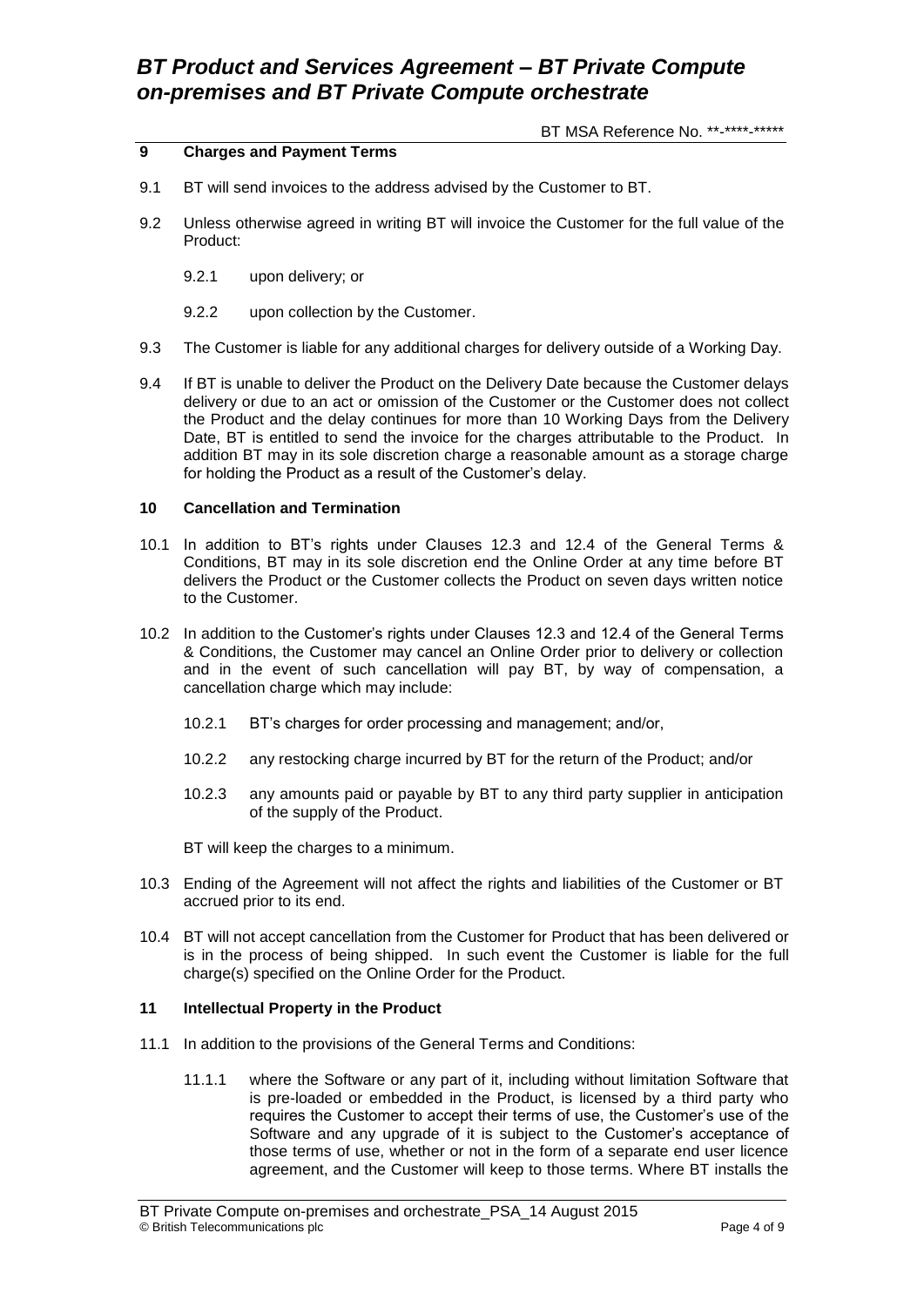## 9 Charges and Payment Terms

9.1 BT will send invoices to the address advised by the Customer to BT.

9.2 Unless otherwise agreed in writing BT will invoice the Customer for the full value of the Product:

9.2.1 upon delivery; or

9.2.2 upon collection by the Customer.

9.3 The Customer is liable for any additional charges for delivery outside of a Working Day.

9.4 If BT is unable to deliver the Product on the Delivery Date because the Customer delays delivery or due to an act or omission of the Customer or the Customer does not collect the Product and the delay continues for more than 10 Working Days from the Delivery Date, BT is entitled to send the invoice for the charges attributable to the Product. In addition BT may in its sole discretion charge a reasonable amount as a storage charge for holding the Product as a result of the Customer's delay.

## 10 Cancellation and Termination

10.1 In addition to BT's rights under Clauses 12.3 and 12.4 of the General Terms & Conditions, BT may in its sole discretion end the Online Order at any time before BT delivers the Product or the Customer collects the Product on seven days written notice to the Customer.

10.2 In addition to the Customer's rights under Clauses 12.3 and 12.4 of the General Terms & Conditions, the Customer may cancel an Online Order prior to delivery or collection and in the event of such cancellation will pay BT, by way of compensation, a cancellation charge which may include:

10.2.1 BT's charges for order processing and management; and/or,

10.2.2 any restocking charge incurred by BT for the return of the Product; and/or

10.2.3 any amounts paid or payable by BT to any third party supplier in anticipation of the supply of the Product.

BT will keep the charges to a minimum.

10.3 Ending of the Agreement will not affect the rights and liabilities of the Customer or BT accrued prior to its end.

10.4 BT will not accept cancellation from the Customer for Product that has been delivered or is in the process of being shipped. In such event the Customer is liable for the full charge(s) specified on the Online Order for the Product.

## 11 Intellectual Property in the Product

11.1 In addition to the provisions of the General Terms and Conditions:

11.1.1 where the Software or any part of it, including without limitation Software that is pre-loaded or embedded in the Product, is licensed by a third party who requires the Customer to accept their terms of use, the Customer's use of the Software and any upgrade of it is subject to the Customer's acceptance of those terms of use, whether or not in the form of a separate end user licence agreement, and the Customer will keep to those terms. Where BT installs the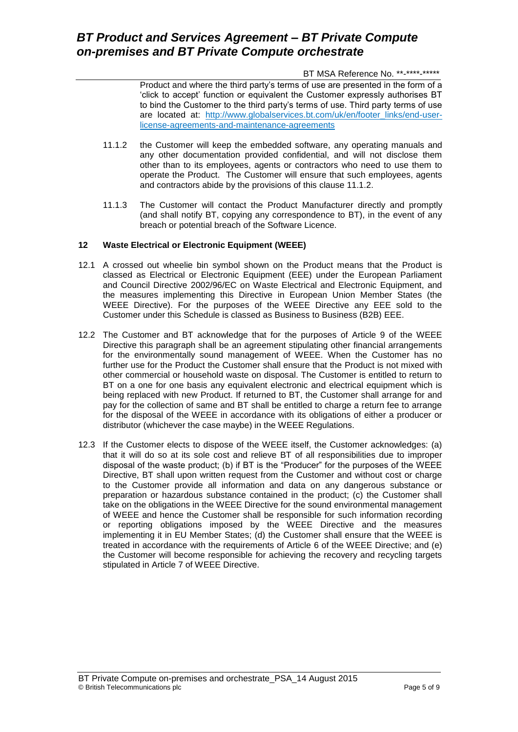Product and where the third party's terms of use are presented in the form of a 'click to accept' function or equivalent the Customer expressly authorises BT to bind the Customer to the third party's terms of use. Third party terms of use are located at: [http://www.globalservices.bt.com/uk/en/footer_links/end-user-license-agreements-and-maintenance-agreements](http://www.globalservices.bt.com/uk/en/footer_links/end-user-license-agreements-and-maintenance-agreements)

11.1.2 the Customer will keep the embedded software, any operating manuals and any other documentation provided confidential, and will not disclose them other than to its employees, agents or contractors who need to use them to operate the Product. The Customer will ensure that such employees, agents and contractors abide by the provisions of this clause 11.1.2.

11.1.3 The Customer will contact the Product Manufacturer directly and promptly (and shall notify BT, copying any correspondence to BT), in the event of any breach or potential breach of the Software Licence.

## 12 Waste Electrical or Electronic Equipment (WEEE)

12.1 A crossed out wheelie bin symbol shown on the Product means that the Product is classed as Electrical or Electronic Equipment (EEE) under the European Parliament and Council Directive 2002/96/EC on Waste Electrical and Electronic Equipment, and the measures implementing this Directive in European Union Member States (the WEEE Directive). For the purposes of the WEEE Directive any EEE sold to the Customer under this Schedule is classed as Business to Business (B2B) EEE.

12.2 The Customer and BT acknowledge that for the purposes of Article 9 of the WEEE Directive this paragraph shall be an agreement stipulating other financial arrangements for the environmentally sound management of WEEE. When the Customer has no further use for the Product the Customer shall ensure that the Product is not mixed with other commercial or household waste on disposal. The Customer is entitled to return to BT on a one for one basis any equivalent electronic and electrical equipment which is being replaced with new Product. If returned to BT, the Customer shall arrange for and pay for the collection of same and BT shall be entitled to charge a return fee to arrange for the disposal of the WEEE in accordance with its obligations of either a producer or distributor (whichever the case maybe) in the WEEE Regulations.

12.3 If the Customer elects to dispose of the WEEE itself, the Customer acknowledges: (a) that it will do so at its sole cost and relieve BT of all responsibilities due to improper disposal of the waste product; (b) if BT is the "Producer" for the purposes of the WEEE Directive, BT shall upon written request from the Customer and without cost or charge to the Customer provide all information and data on any dangerous substance or preparation or hazardous substance contained in the product; (c) the Customer shall take on the obligations in the WEEE Directive for the sound environmental management of WEEE and hence the Customer shall be responsible for such information recording or reporting obligations imposed by the WEEE Directive and the measures implementing it in EU Member States; (d) the Customer shall ensure that the WEEE is treated in accordance with the requirements of Article 6 of the WEEE Directive; and (e) the Customer will become responsible for achieving the recovery and recycling targets stipulated in Article 7 of WEEE Directive.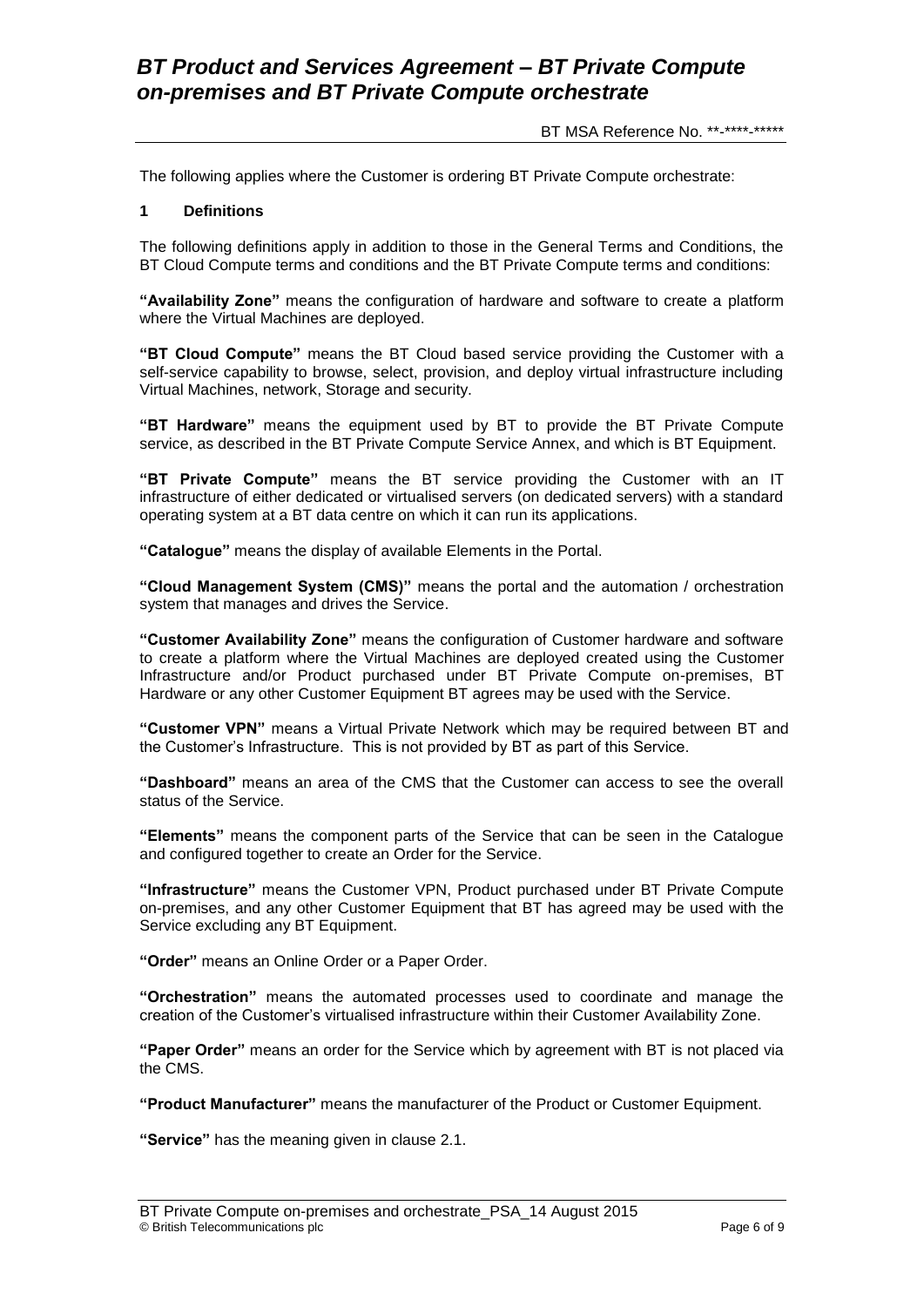The following applies where the Customer is ordering BT Private Compute orchestrate:

## 1 Definitions

The following definitions apply in addition to those in the General Terms and Conditions, the BT Cloud Compute terms and conditions and the BT Private Compute terms and conditions:

**"Availability Zone"** means the configuration of hardware and software to create a platform where the Virtual Machines are deployed.

**"BT Cloud Compute"** means the BT Cloud based service providing the Customer with a self-service capability to browse, select, provision, and deploy virtual infrastructure including Virtual Machines, network, Storage and security.

**"BT Hardware"** means the equipment used by BT to provide the BT Private Compute service, as described in the BT Private Compute Service Annex, and which is BT Equipment.

**"BT Private Compute"** means the BT service providing the Customer with an IT infrastructure of either dedicated or virtualised servers (on dedicated servers) with a standard operating system at a BT data centre on which it can run its applications.

**"Catalogue"** means the display of available Elements in the Portal.

**"Cloud Management System (CMS)"** means the portal and the automation / orchestration system that manages and drives the Service.

**"Customer Availability Zone"** means the configuration of Customer hardware and software to create a platform where the Virtual Machines are deployed created using the Customer Infrastructure and/or Product purchased under BT Private Compute on-premises, BT Hardware or any other Customer Equipment BT agrees may be used with the Service.

**"Customer VPN"** means a Virtual Private Network which may be required between BT and the Customer's Infrastructure. This is not provided by BT as part of this Service.

**"Dashboard"** means an area of the CMS that the Customer can access to see the overall status of the Service.

**"Elements"** means the component parts of the Service that can be seen in the Catalogue and configured together to create an Order for the Service.

**"Infrastructure"** means the Customer VPN, Product purchased under BT Private Compute on-premises, and any other Customer Equipment that BT has agreed may be used with the Service excluding any BT Equipment.

**"Order"** means an Online Order or a Paper Order.

**"Orchestration"** means the automated processes used to coordinate and manage the creation of the Customer's virtualised infrastructure within their Customer Availability Zone.

**"Paper Order"** means an order for the Service which by agreement with BT is not placed via the CMS.

**"Product Manufacturer"** means the manufacturer of the Product or Customer Equipment.

**"Service"** has the meaning given in clause 2.1.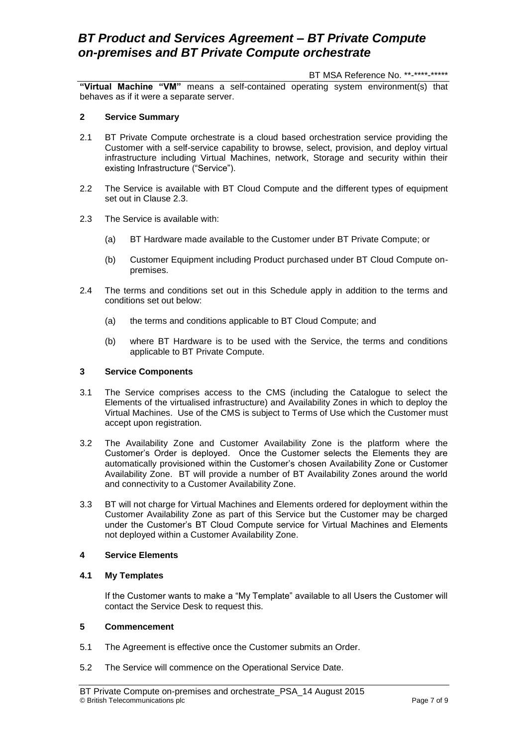**"Virtual Machine "VM"** means a self-contained operating system environment(s) that behaves as if it were a separate server.

## 2 Service Summary

2.1 BT Private Compute orchestrate is a cloud based orchestration service providing the Customer with a self-service capability to browse, select, provision, and deploy virtual infrastructure including Virtual Machines, network, Storage and security within their existing Infrastructure ("Service").

2.2 The Service is available with BT Cloud Compute and the different types of equipment set out in Clause 2.3.

2.3 The Service is available with:

(a) BT Hardware made available to the Customer under BT Private Compute; or

(b) Customer Equipment including Product purchased under BT Cloud Compute on-premises.

2.4 The terms and conditions set out in this Schedule apply in addition to the terms and conditions set out below:

(a) the terms and conditions applicable to BT Cloud Compute; and

(b) where BT Hardware is to be used with the Service, the terms and conditions applicable to BT Private Compute.

## 3 Service Components

3.1 The Service comprises access to the CMS (including the Catalogue to select the Elements of the virtualised infrastructure) and Availability Zones in which to deploy the Virtual Machines. Use of the CMS is subject to Terms of Use which the Customer must accept upon registration.

3.2 The Availability Zone and Customer Availability Zone is the platform where the Customer's Order is deployed. Once the Customer selects the Elements they are automatically provisioned within the Customer's chosen Availability Zone or Customer Availability Zone. BT will provide a number of BT Availability Zones around the world and connectivity to a Customer Availability Zone.

3.3 BT will not charge for Virtual Machines and Elements ordered for deployment within the Customer Availability Zone as part of this Service but the Customer may be charged under the Customer's BT Cloud Compute service for Virtual Machines and Elements not deployed within a Customer Availability Zone.

## 4 Service Elements

### 4.1 My Templates

If the Customer wants to make a "My Template" available to all Users the Customer will contact the Service Desk to request this.

## 5 Commencement

5.1 The Agreement is effective once the Customer submits an Order.

5.2 The Service will commence on the Operational Service Date.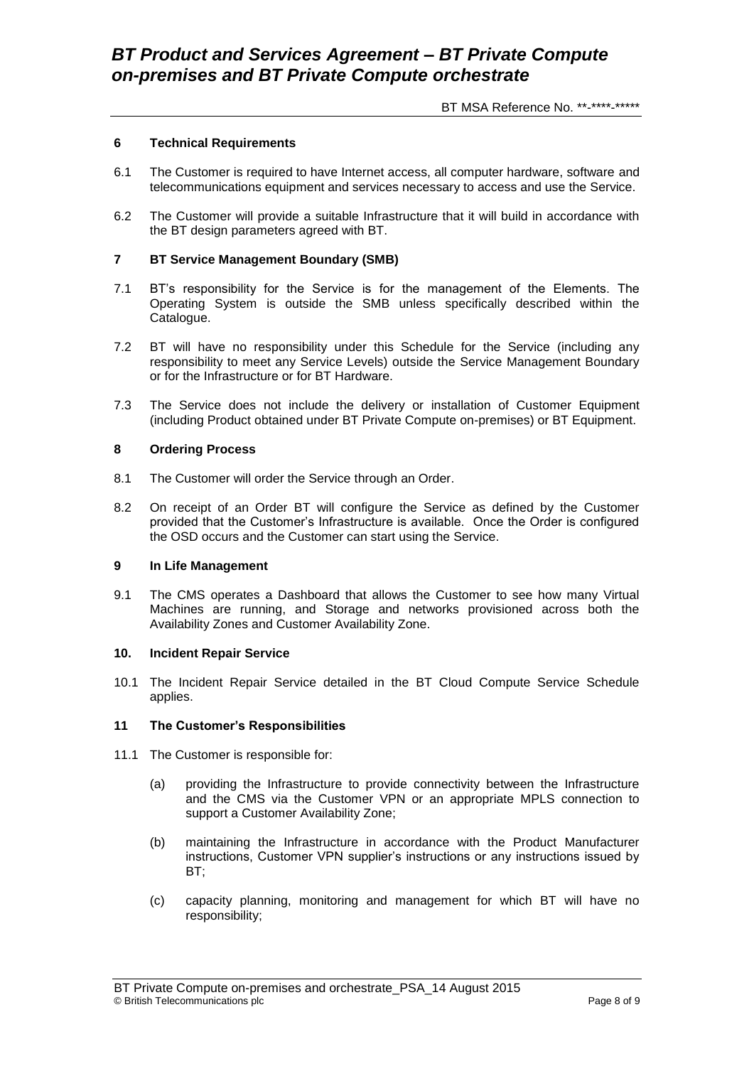## 6 Technical Requirements

6.1 The Customer is required to have Internet access, all computer hardware, software and telecommunications equipment and services necessary to access and use the Service.

6.2 The Customer will provide a suitable Infrastructure that it will build in accordance with the BT design parameters agreed with BT.

## 7 BT Service Management Boundary (SMB)

7.1 BT's responsibility for the Service is for the management of the Elements. The Operating System is outside the SMB unless specifically described within the Catalogue.

7.2 BT will have no responsibility under this Schedule for the Service (including any responsibility to meet any Service Levels) outside the Service Management Boundary or for the Infrastructure or for BT Hardware.

7.3 The Service does not include the delivery or installation of Customer Equipment (including Product obtained under BT Private Compute on-premises) or BT Equipment.

## 8 Ordering Process

8.1 The Customer will order the Service through an Order.

8.2 On receipt of an Order BT will configure the Service as defined by the Customer provided that the Customer's Infrastructure is available. Once the Order is configured the OSD occurs and the Customer can start using the Service.

## 9 In Life Management

9.1 The CMS operates a Dashboard that allows the Customer to see how many Virtual Machines are running, and Storage and networks provisioned across both the Availability Zones and Customer Availability Zone.

## 10. Incident Repair Service

10.1 The Incident Repair Service detailed in the BT Cloud Compute Service Schedule applies.

## 11 The Customer's Responsibilities

11.1 The Customer is responsible for:

(a) providing the Infrastructure to provide connectivity between the Infrastructure and the CMS via the Customer VPN or an appropriate MPLS connection to support a Customer Availability Zone;

(b) maintaining the Infrastructure in accordance with the Product Manufacturer instructions, Customer VPN supplier's instructions or any instructions issued by BT;

(c) capacity planning, monitoring and management for which BT will have no responsibility;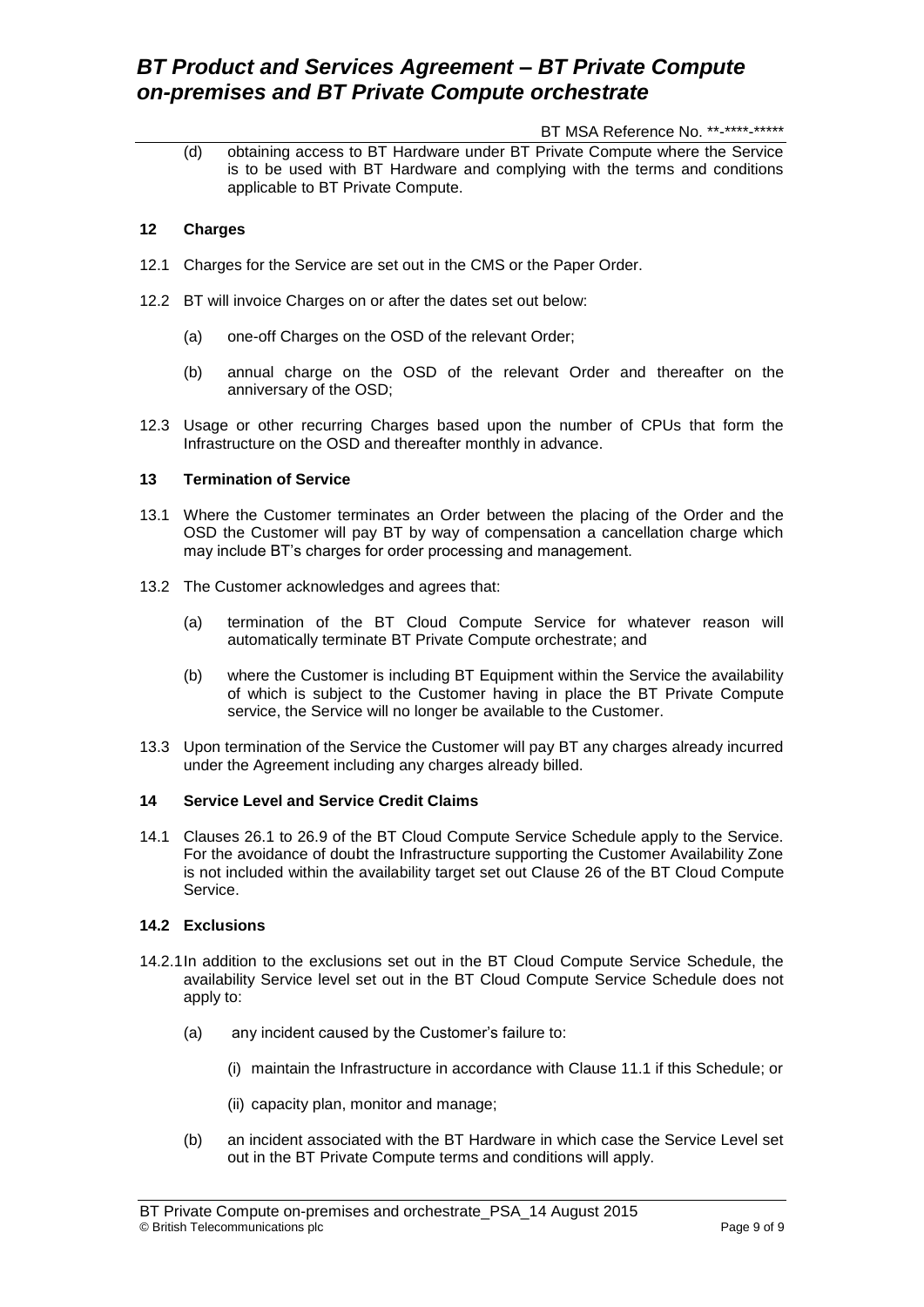(d) obtaining access to BT Hardware under BT Private Compute where the Service is to be used with BT Hardware and complying with the terms and conditions applicable to BT Private Compute.

## 12 Charges

12.1 Charges for the Service are set out in the CMS or the Paper Order.

12.2 BT will invoice Charges on or after the dates set out below:

(a) one-off Charges on the OSD of the relevant Order;

(b) annual charge on the OSD of the relevant Order and thereafter on the anniversary of the OSD;

12.3 Usage or other recurring Charges based upon the number of CPUs that form the Infrastructure on the OSD and thereafter monthly in advance.

## 13 Termination of Service

13.1 Where the Customer terminates an Order between the placing of the Order and the OSD the Customer will pay BT by way of compensation a cancellation charge which may include BT's charges for order processing and management.

13.2 The Customer acknowledges and agrees that:

(a) termination of the BT Cloud Compute Service for whatever reason will automatically terminate BT Private Compute orchestrate; and

(b) where the Customer is including BT Equipment within the Service the availability of which is subject to the Customer having in place the BT Private Compute service, the Service will no longer be available to the Customer.

13.3 Upon termination of the Service the Customer will pay BT any charges already incurred under the Agreement including any charges already billed.

## 14 Service Level and Service Credit Claims

14.1 Clauses 26.1 to 26.9 of the BT Cloud Compute Service Schedule apply to the Service. For the avoidance of doubt the Infrastructure supporting the Customer Availability Zone is not included within the availability target set out Clause 26 of the BT Cloud Compute Service.

### 14.2 Exclusions

14.2.1 In addition to the exclusions set out in the BT Cloud Compute Service Schedule, the availability Service level set out in the BT Cloud Compute Service Schedule does not apply to:

(a) any incident caused by the Customer's failure to:

(i) maintain the Infrastructure in accordance with Clause 11.1 if this Schedule; or

(ii) capacity plan, monitor and manage;

(b) an incident associated with the BT Hardware in which case the Service Level set out in the BT Private Compute terms and conditions will apply.